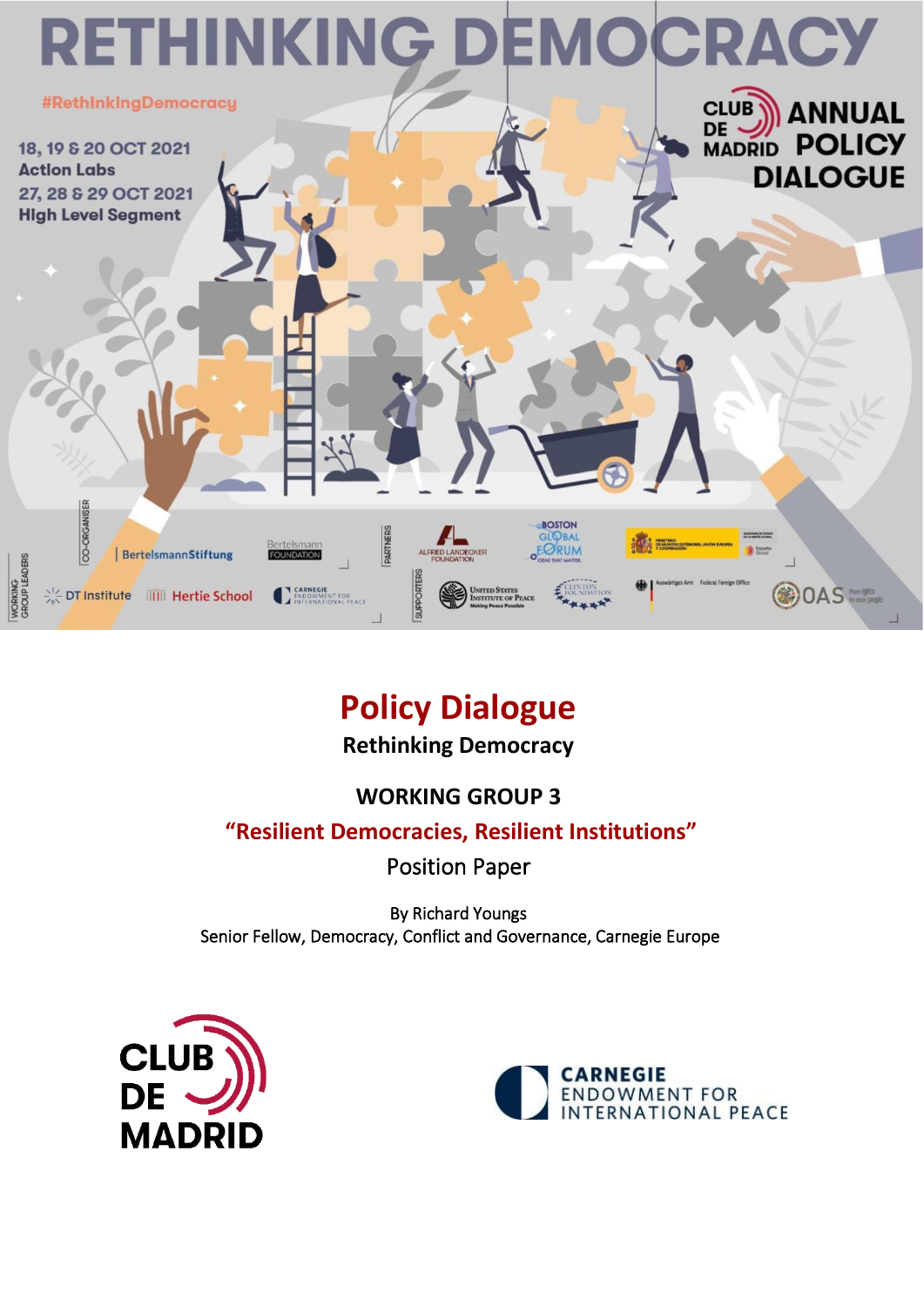# RETHINKING DEMOCRACY

#RethinkingDemocracy

18, 19 & 20 OCT 2021
Action Labs

27, 28 & 29 OCT 2021
High Level Segment

CLUB DE MADRID ANNUAL POLICY DIALOGUE

CO-ORGANISER: BertelsmannStiftung, Bertelsmann Foundation

PARTNERS: Alfred Landecker Foundation, Boston Global Forum

WORKING GROUP LEADERS: DT Institute, Hertie School, Carnegie Endowment for International Peace

SUPPORTERS: United States Institute of Peace, Clinton Foundation, Auswärtiges Amt Federal Foreign Office, OAS

## Policy Dialogue

**Rethinking Democracy**

**WORKING GROUP 3**

**"Resilient Democracies, Resilient Institutions"**

Position Paper

By Richard Youngs
Senior Fellow, Democracy, Conflict and Governance, Carnegie Europe

CLUB DE MADRID

CARNEGIE ENDOWMENT FOR INTERNATIONAL PEACE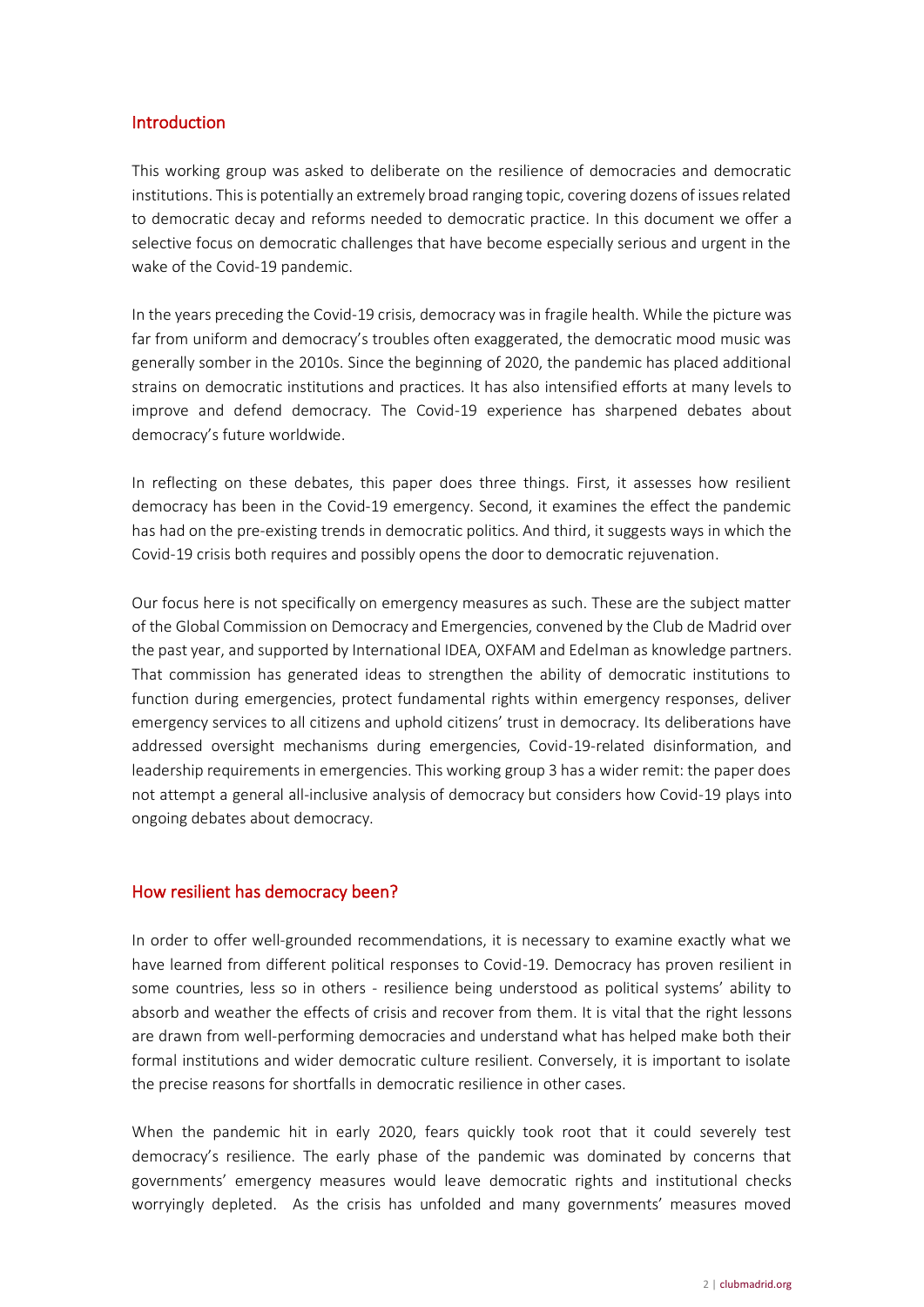## Introduction

This working group was asked to deliberate on the resilience of democracies and democratic institutions. This is potentially an extremely broad ranging topic, covering dozens of issues related to democratic decay and reforms needed to democratic practice. In this document we offer a selective focus on democratic challenges that have become especially serious and urgent in the wake of the Covid-19 pandemic.

In the years preceding the Covid-19 crisis, democracy was in fragile health. While the picture was far from uniform and democracy's troubles often exaggerated, the democratic mood music was generally somber in the 2010s. Since the beginning of 2020, the pandemic has placed additional strains on democratic institutions and practices. It has also intensified efforts at many levels to improve and defend democracy. The Covid-19 experience has sharpened debates about democracy's future worldwide.

In reflecting on these debates, this paper does three things. First, it assesses how resilient democracy has been in the Covid-19 emergency. Second, it examines the effect the pandemic has had on the pre-existing trends in democratic politics. And third, it suggests ways in which the Covid-19 crisis both requires and possibly opens the door to democratic rejuvenation.

Our focus here is not specifically on emergency measures as such. These are the subject matter of the Global Commission on Democracy and Emergencies, convened by the Club de Madrid over the past year, and supported by International IDEA, OXFAM and Edelman as knowledge partners. That commission has generated ideas to strengthen the ability of democratic institutions to function during emergencies, protect fundamental rights within emergency responses, deliver emergency services to all citizens and uphold citizens' trust in democracy. Its deliberations have addressed oversight mechanisms during emergencies, Covid-19-related disinformation, and leadership requirements in emergencies. This working group 3 has a wider remit: the paper does not attempt a general all-inclusive analysis of democracy but considers how Covid-19 plays into ongoing debates about democracy.

## How resilient has democracy been?

In order to offer well-grounded recommendations, it is necessary to examine exactly what we have learned from different political responses to Covid-19. Democracy has proven resilient in some countries, less so in others - resilience being understood as political systems' ability to absorb and weather the effects of crisis and recover from them. It is vital that the right lessons are drawn from well-performing democracies and understand what has helped make both their formal institutions and wider democratic culture resilient. Conversely, it is important to isolate the precise reasons for shortfalls in democratic resilience in other cases.

When the pandemic hit in early 2020, fears quickly took root that it could severely test democracy's resilience. The early phase of the pandemic was dominated by concerns that governments' emergency measures would leave democratic rights and institutional checks worryingly depleted. As the crisis has unfolded and many governments' measures moved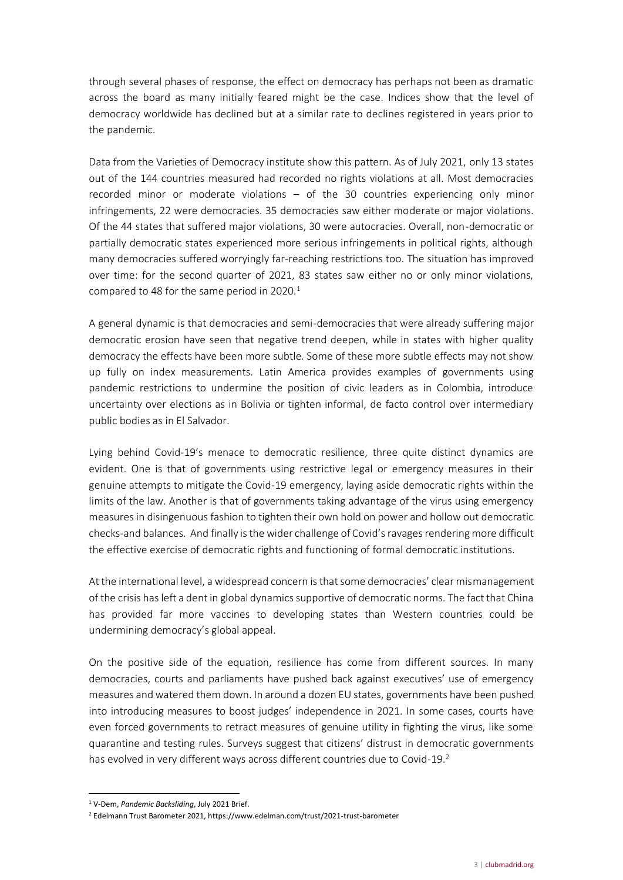through several phases of response, the effect on democracy has perhaps not been as dramatic across the board as many initially feared might be the case. Indices show that the level of democracy worldwide has declined but at a similar rate to declines registered in years prior to the pandemic.

Data from the Varieties of Democracy institute show this pattern. As of July 2021, only 13 states out of the 144 countries measured had recorded no rights violations at all. Most democracies recorded minor or moderate violations – of the 30 countries experiencing only minor infringements, 22 were democracies. 35 democracies saw either moderate or major violations. Of the 44 states that suffered major violations, 30 were autocracies. Overall, non-democratic or partially democratic states experienced more serious infringements in political rights, although many democracies suffered worryingly far-reaching restrictions too. The situation has improved over time: for the second quarter of 2021, 83 states saw either no or only minor violations, compared to 48 for the same period in 2020.[1]

A general dynamic is that democracies and semi-democracies that were already suffering major democratic erosion have seen that negative trend deepen, while in states with higher quality democracy the effects have been more subtle. Some of these more subtle effects may not show up fully on index measurements. Latin America provides examples of governments using pandemic restrictions to undermine the position of civic leaders as in Colombia, introduce uncertainty over elections as in Bolivia or tighten informal, de facto control over intermediary public bodies as in El Salvador.

Lying behind Covid-19's menace to democratic resilience, three quite distinct dynamics are evident. One is that of governments using restrictive legal or emergency measures in their genuine attempts to mitigate the Covid-19 emergency, laying aside democratic rights within the limits of the law. Another is that of governments taking advantage of the virus using emergency measures in disingenuous fashion to tighten their own hold on power and hollow out democratic checks-and balances. And finally is the wider challenge of Covid's ravages rendering more difficult the effective exercise of democratic rights and functioning of formal democratic institutions.

At the international level, a widespread concern is that some democracies' clear mismanagement of the crisis has left a dent in global dynamics supportive of democratic norms. The fact that China has provided far more vaccines to developing states than Western countries could be undermining democracy's global appeal.

On the positive side of the equation, resilience has come from different sources. In many democracies, courts and parliaments have pushed back against executives' use of emergency measures and watered them down. In around a dozen EU states, governments have been pushed into introducing measures to boost judges' independence in 2021. In some cases, courts have even forced governments to retract measures of genuine utility in fighting the virus, like some quarantine and testing rules. Surveys suggest that citizens' distrust in democratic governments has evolved in very different ways across different countries due to Covid-19.[2]

---

[1] V-Dem, *Pandemic Backsliding*, July 2021 Brief.

[2] Edelmann Trust Barometer 2021, https://www.edelman.com/trust/2021-trust-barometer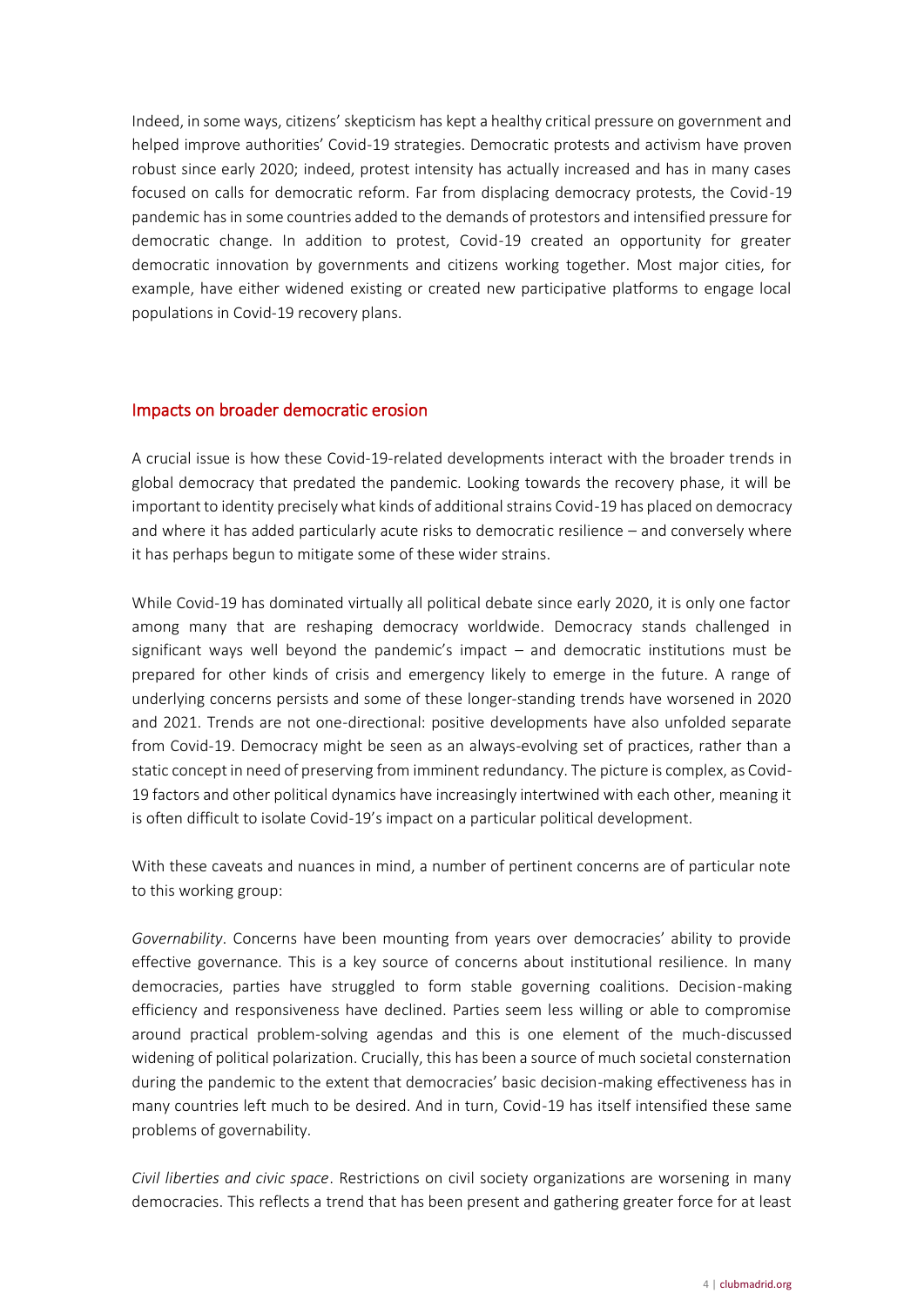Indeed, in some ways, citizens' skepticism has kept a healthy critical pressure on government and helped improve authorities' Covid-19 strategies. Democratic protests and activism have proven robust since early 2020; indeed, protest intensity has actually increased and has in many cases focused on calls for democratic reform. Far from displacing democracy protests, the Covid-19 pandemic has in some countries added to the demands of protestors and intensified pressure for democratic change. In addition to protest, Covid-19 created an opportunity for greater democratic innovation by governments and citizens working together. Most major cities, for example, have either widened existing or created new participative platforms to engage local populations in Covid-19 recovery plans.

## Impacts on broader democratic erosion

A crucial issue is how these Covid-19-related developments interact with the broader trends in global democracy that predated the pandemic. Looking towards the recovery phase, it will be important to identity precisely what kinds of additional strains Covid-19 has placed on democracy and where it has added particularly acute risks to democratic resilience – and conversely where it has perhaps begun to mitigate some of these wider strains.

While Covid-19 has dominated virtually all political debate since early 2020, it is only one factor among many that are reshaping democracy worldwide. Democracy stands challenged in significant ways well beyond the pandemic's impact – and democratic institutions must be prepared for other kinds of crisis and emergency likely to emerge in the future. A range of underlying concerns persists and some of these longer-standing trends have worsened in 2020 and 2021. Trends are not one-directional: positive developments have also unfolded separate from Covid-19. Democracy might be seen as an always-evolving set of practices, rather than a static concept in need of preserving from imminent redundancy. The picture is complex, as Covid-19 factors and other political dynamics have increasingly intertwined with each other, meaning it is often difficult to isolate Covid-19's impact on a particular political development.

With these caveats and nuances in mind, a number of pertinent concerns are of particular note to this working group:

*Governability*. Concerns have been mounting from years over democracies' ability to provide effective governance. This is a key source of concerns about institutional resilience. In many democracies, parties have struggled to form stable governing coalitions. Decision-making efficiency and responsiveness have declined. Parties seem less willing or able to compromise around practical problem-solving agendas and this is one element of the much-discussed widening of political polarization. Crucially, this has been a source of much societal consternation during the pandemic to the extent that democracies' basic decision-making effectiveness has in many countries left much to be desired. And in turn, Covid-19 has itself intensified these same problems of governability.

*Civil liberties and civic space*. Restrictions on civil society organizations are worsening in many democracies. This reflects a trend that has been present and gathering greater force for at least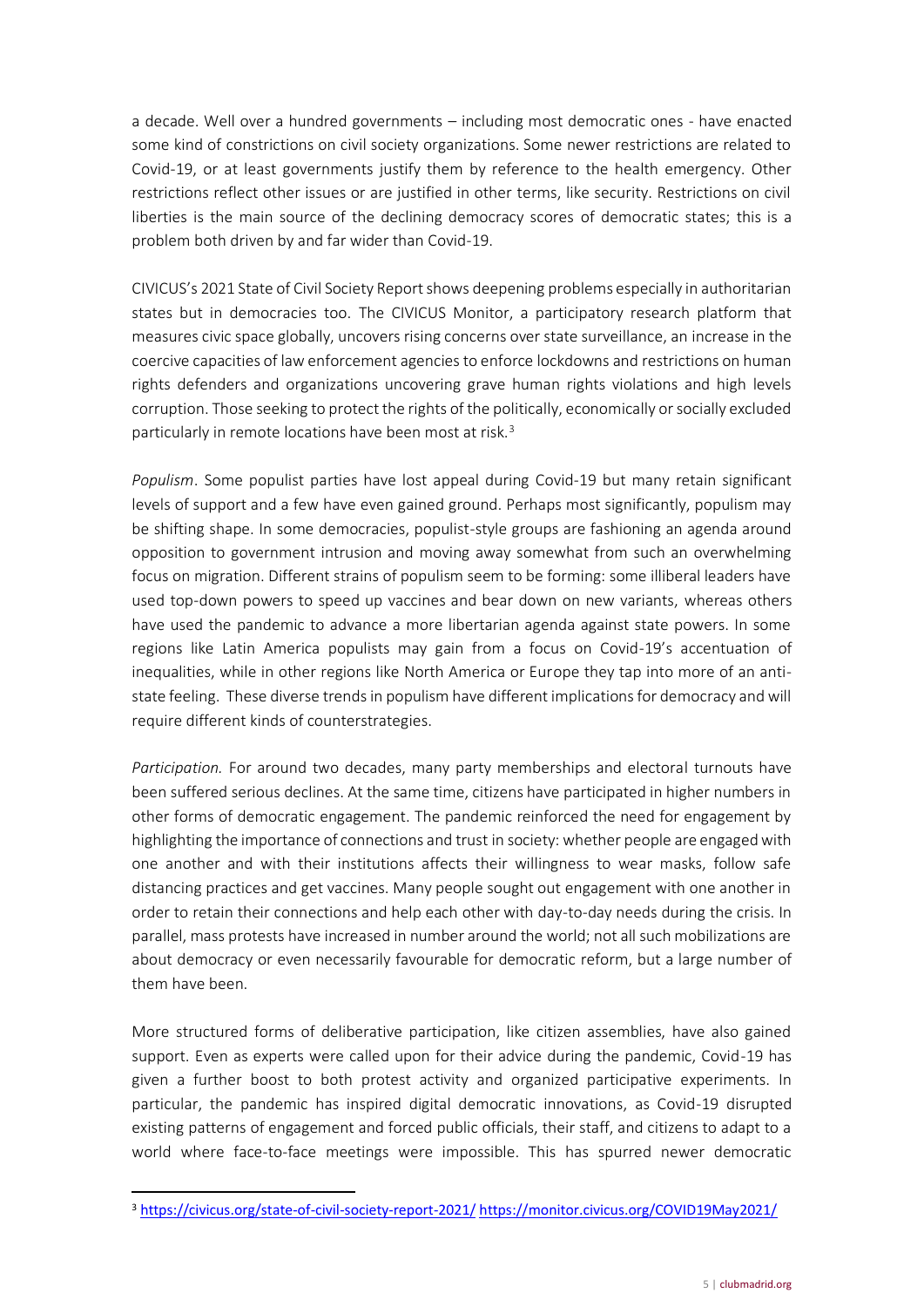a decade. Well over a hundred governments – including most democratic ones - have enacted some kind of constrictions on civil society organizations. Some newer restrictions are related to Covid-19, or at least governments justify them by reference to the health emergency. Other restrictions reflect other issues or are justified in other terms, like security. Restrictions on civil liberties is the main source of the declining democracy scores of democratic states; this is a problem both driven by and far wider than Covid-19.

CIVICUS's 2021 State of Civil Society Report shows deepening problems especially in authoritarian states but in democracies too. The CIVICUS Monitor, a participatory research platform that measures civic space globally, uncovers rising concerns over state surveillance, an increase in the coercive capacities of law enforcement agencies to enforce lockdowns and restrictions on human rights defenders and organizations uncovering grave human rights violations and high levels corruption. Those seeking to protect the rights of the politically, economically or socially excluded particularly in remote locations have been most at risk.[3]

*Populism*. Some populist parties have lost appeal during Covid-19 but many retain significant levels of support and a few have even gained ground. Perhaps most significantly, populism may be shifting shape. In some democracies, populist-style groups are fashioning an agenda around opposition to government intrusion and moving away somewhat from such an overwhelming focus on migration. Different strains of populism seem to be forming: some illiberal leaders have used top-down powers to speed up vaccines and bear down on new variants, whereas others have used the pandemic to advance a more libertarian agenda against state powers. In some regions like Latin America populists may gain from a focus on Covid-19's accentuation of inequalities, while in other regions like North America or Europe they tap into more of an anti-state feeling. These diverse trends in populism have different implications for democracy and will require different kinds of counterstrategies.

*Participation.* For around two decades, many party memberships and electoral turnouts have been suffered serious declines. At the same time, citizens have participated in higher numbers in other forms of democratic engagement. The pandemic reinforced the need for engagement by highlighting the importance of connections and trust in society: whether people are engaged with one another and with their institutions affects their willingness to wear masks, follow safe distancing practices and get vaccines. Many people sought out engagement with one another in order to retain their connections and help each other with day-to-day needs during the crisis. In parallel, mass protests have increased in number around the world; not all such mobilizations are about democracy or even necessarily favourable for democratic reform, but a large number of them have been.

More structured forms of deliberative participation, like citizen assemblies, have also gained support. Even as experts were called upon for their advice during the pandemic, Covid-19 has given a further boost to both protest activity and organized participative experiments. In particular, the pandemic has inspired digital democratic innovations, as Covid-19 disrupted existing patterns of engagement and forced public officials, their staff, and citizens to adapt to a world where face-to-face meetings were impossible. This has spurred newer democratic

---

[3] https://civicus.org/state-of-civil-society-report-2021/ https://monitor.civicus.org/COVID19May2021/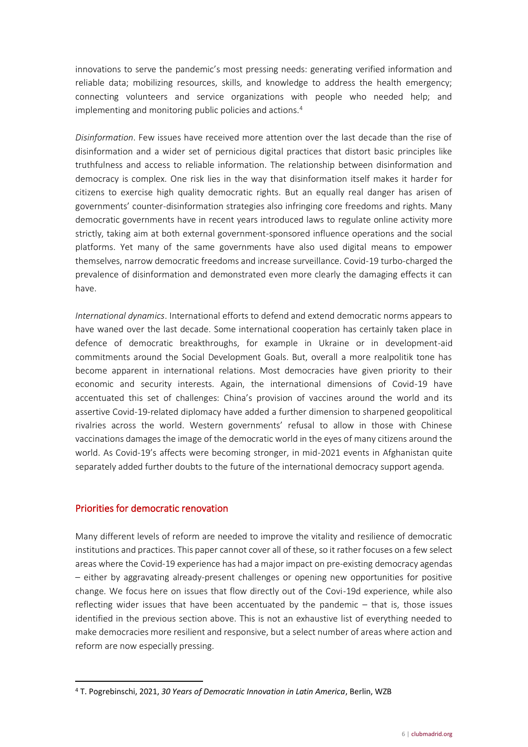innovations to serve the pandemic's most pressing needs: generating verified information and reliable data; mobilizing resources, skills, and knowledge to address the health emergency; connecting volunteers and service organizations with people who needed help; and implementing and monitoring public policies and actions.[4]

*Disinformation*. Few issues have received more attention over the last decade than the rise of disinformation and a wider set of pernicious digital practices that distort basic principles like truthfulness and access to reliable information. The relationship between disinformation and democracy is complex. One risk lies in the way that disinformation itself makes it harder for citizens to exercise high quality democratic rights. But an equally real danger has arisen of governments' counter-disinformation strategies also infringing core freedoms and rights. Many democratic governments have in recent years introduced laws to regulate online activity more strictly, taking aim at both external government-sponsored influence operations and the social platforms. Yet many of the same governments have also used digital means to empower themselves, narrow democratic freedoms and increase surveillance. Covid-19 turbo-charged the prevalence of disinformation and demonstrated even more clearly the damaging effects it can have.

*International dynamics*. International efforts to defend and extend democratic norms appears to have waned over the last decade. Some international cooperation has certainly taken place in defence of democratic breakthroughs, for example in Ukraine or in development-aid commitments around the Social Development Goals. But, overall a more realpolitik tone has become apparent in international relations. Most democracies have given priority to their economic and security interests. Again, the international dimensions of Covid-19 have accentuated this set of challenges: China's provision of vaccines around the world and its assertive Covid-19-related diplomacy have added a further dimension to sharpened geopolitical rivalries across the world. Western governments' refusal to allow in those with Chinese vaccinations damages the image of the democratic world in the eyes of many citizens around the world. As Covid-19's affects were becoming stronger, in mid-2021 events in Afghanistan quite separately added further doubts to the future of the international democracy support agenda.

## Priorities for democratic renovation

Many different levels of reform are needed to improve the vitality and resilience of democratic institutions and practices. This paper cannot cover all of these, so it rather focuses on a few select areas where the Covid-19 experience has had a major impact on pre-existing democracy agendas – either by aggravating already-present challenges or opening new opportunities for positive change. We focus here on issues that flow directly out of the Covi-19d experience, while also reflecting wider issues that have been accentuated by the pandemic – that is, those issues identified in the previous section above. This is not an exhaustive list of everything needed to make democracies more resilient and responsive, but a select number of areas where action and reform are now especially pressing.

---

[4] T. Pogrebinschi, 2021, *30 Years of Democratic Innovation in Latin America*, Berlin, WZB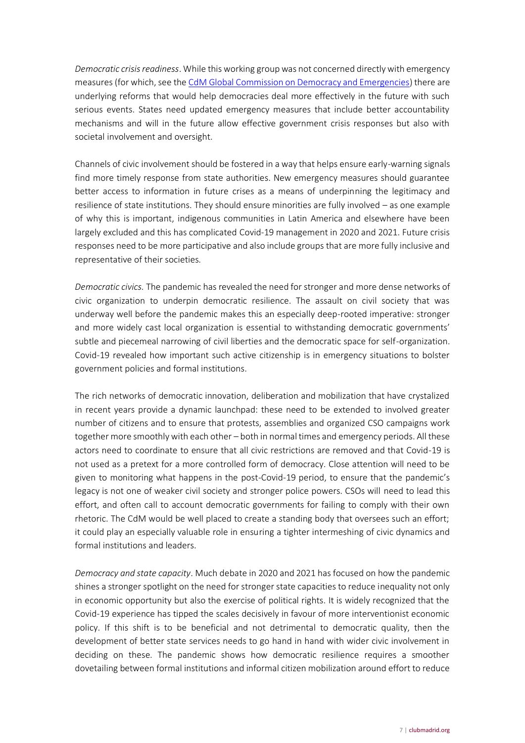*Democratic crisis readiness*. While this working group was not concerned directly with emergency measures (for which, see the [CdM Global Commission on Democracy and Emergencies](#)) there are underlying reforms that would help democracies deal more effectively in the future with such serious events. States need updated emergency measures that include better accountability mechanisms and will in the future allow effective government crisis responses but also with societal involvement and oversight.

Channels of civic involvement should be fostered in a way that helps ensure early-warning signals find more timely response from state authorities. New emergency measures should guarantee better access to information in future crises as a means of underpinning the legitimacy and resilience of state institutions. They should ensure minorities are fully involved – as one example of why this is important, indigenous communities in Latin America and elsewhere have been largely excluded and this has complicated Covid-19 management in 2020 and 2021. Future crisis responses need to be more participative and also include groups that are more fully inclusive and representative of their societies.

*Democratic civics.* The pandemic has revealed the need for stronger and more dense networks of civic organization to underpin democratic resilience. The assault on civil society that was underway well before the pandemic makes this an especially deep-rooted imperative: stronger and more widely cast local organization is essential to withstanding democratic governments' subtle and piecemeal narrowing of civil liberties and the democratic space for self-organization. Covid-19 revealed how important such active citizenship is in emergency situations to bolster government policies and formal institutions.

The rich networks of democratic innovation, deliberation and mobilization that have crystalized in recent years provide a dynamic launchpad: these need to be extended to involved greater number of citizens and to ensure that protests, assemblies and organized CSO campaigns work together more smoothly with each other – both in normal times and emergency periods. All these actors need to coordinate to ensure that all civic restrictions are removed and that Covid-19 is not used as a pretext for a more controlled form of democracy. Close attention will need to be given to monitoring what happens in the post-Covid-19 period, to ensure that the pandemic's legacy is not one of weaker civil society and stronger police powers. CSOs will need to lead this effort, and often call to account democratic governments for failing to comply with their own rhetoric. The CdM would be well placed to create a standing body that oversees such an effort; it could play an especially valuable role in ensuring a tighter intermeshing of civic dynamics and formal institutions and leaders.

*Democracy and state capacity*. Much debate in 2020 and 2021 has focused on how the pandemic shines a stronger spotlight on the need for stronger state capacities to reduce inequality not only in economic opportunity but also the exercise of political rights. It is widely recognized that the Covid-19 experience has tipped the scales decisively in favour of more interventionist economic policy. If this shift is to be beneficial and not detrimental to democratic quality, then the development of better state services needs to go hand in hand with wider civic involvement in deciding on these. The pandemic shows how democratic resilience requires a smoother dovetailing between formal institutions and informal citizen mobilization around effort to reduce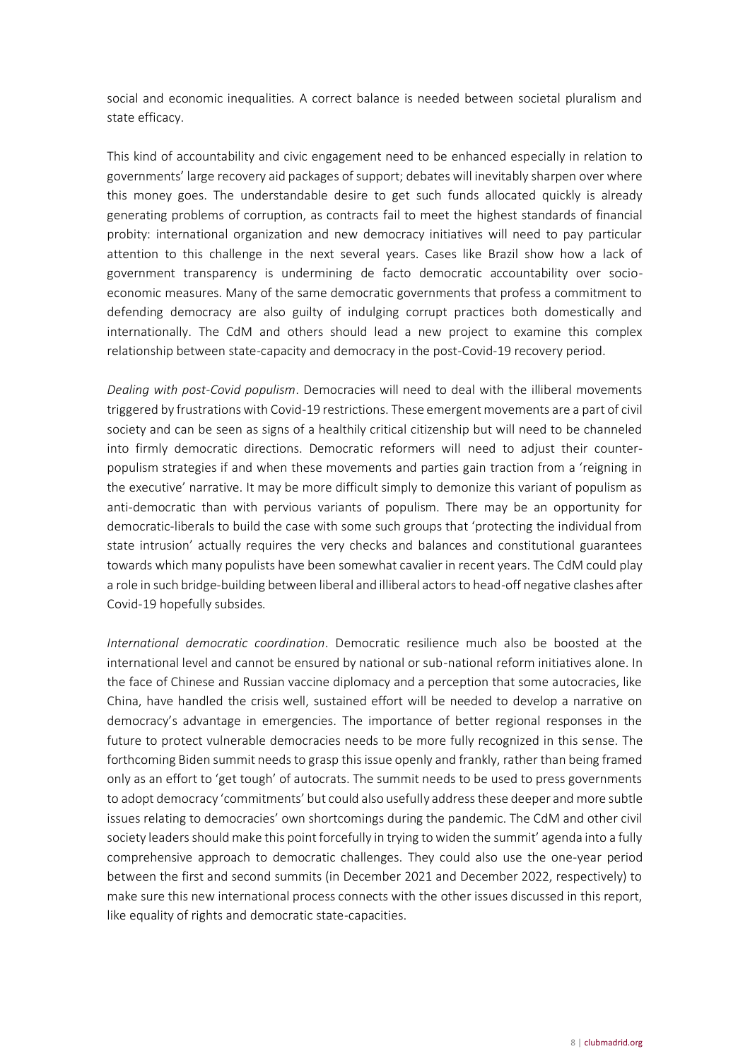social and economic inequalities. A correct balance is needed between societal pluralism and state efficacy.

This kind of accountability and civic engagement need to be enhanced especially in relation to governments' large recovery aid packages of support; debates will inevitably sharpen over where this money goes. The understandable desire to get such funds allocated quickly is already generating problems of corruption, as contracts fail to meet the highest standards of financial probity: international organization and new democracy initiatives will need to pay particular attention to this challenge in the next several years. Cases like Brazil show how a lack of government transparency is undermining de facto democratic accountability over socio-economic measures. Many of the same democratic governments that profess a commitment to defending democracy are also guilty of indulging corrupt practices both domestically and internationally. The CdM and others should lead a new project to examine this complex relationship between state-capacity and democracy in the post-Covid-19 recovery period.

*Dealing with post-Covid populism*. Democracies will need to deal with the illiberal movements triggered by frustrations with Covid-19 restrictions. These emergent movements are a part of civil society and can be seen as signs of a healthily critical citizenship but will need to be channeled into firmly democratic directions. Democratic reformers will need to adjust their counter-populism strategies if and when these movements and parties gain traction from a 'reigning in the executive' narrative. It may be more difficult simply to demonize this variant of populism as anti-democratic than with pervious variants of populism. There may be an opportunity for democratic-liberals to build the case with some such groups that 'protecting the individual from state intrusion' actually requires the very checks and balances and constitutional guarantees towards which many populists have been somewhat cavalier in recent years. The CdM could play a role in such bridge-building between liberal and illiberal actors to head-off negative clashes after Covid-19 hopefully subsides.

*International democratic coordination*. Democratic resilience much also be boosted at the international level and cannot be ensured by national or sub-national reform initiatives alone. In the face of Chinese and Russian vaccine diplomacy and a perception that some autocracies, like China, have handled the crisis well, sustained effort will be needed to develop a narrative on democracy's advantage in emergencies. The importance of better regional responses in the future to protect vulnerable democracies needs to be more fully recognized in this sense. The forthcoming Biden summit needs to grasp this issue openly and frankly, rather than being framed only as an effort to 'get tough' of autocrats. The summit needs to be used to press governments to adopt democracy 'commitments' but could also usefully address these deeper and more subtle issues relating to democracies' own shortcomings during the pandemic. The CdM and other civil society leaders should make this point forcefully in trying to widen the summit' agenda into a fully comprehensive approach to democratic challenges. They could also use the one-year period between the first and second summits (in December 2021 and December 2022, respectively) to make sure this new international process connects with the other issues discussed in this report, like equality of rights and democratic state-capacities.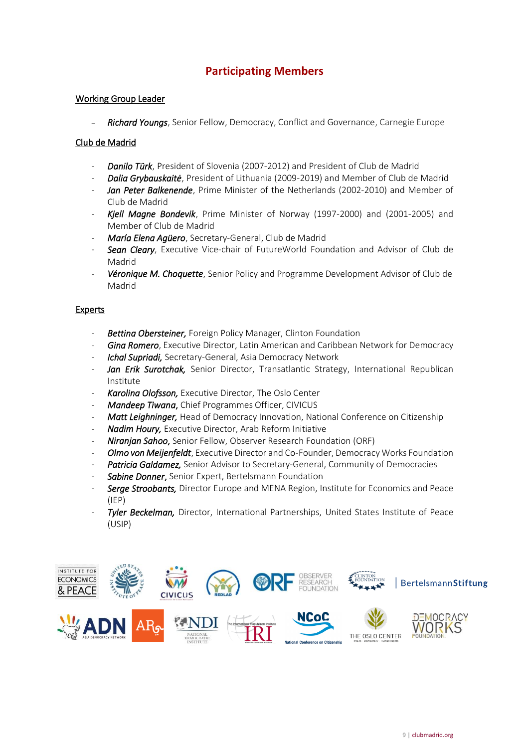## Participating Members

Working Group Leader

- ***Richard Youngs***, Senior Fellow, Democracy, Conflict and Governance, Carnegie Europe

Club de Madrid

- ***Danilo Türk***, President of Slovenia (2007-2012) and President of Club de Madrid
- ***Dalia Grybauskaitė***, President of Lithuania (2009-2019) and Member of Club de Madrid
- ***Jan Peter Balkenende***, Prime Minister of the Netherlands (2002-2010) and Member of Club de Madrid
- ***Kjell Magne Bondevik***, Prime Minister of Norway (1997-2000) and (2001-2005) and Member of Club de Madrid
- ***María Elena Agüero***, Secretary-General, Club de Madrid
- ***Sean Cleary***, Executive Vice-chair of FutureWorld Foundation and Advisor of Club de Madrid
- ***Véronique M. Choquette***, Senior Policy and Programme Development Advisor of Club de Madrid

Experts

- ***Bettina Obersteiner,*** Foreign Policy Manager, Clinton Foundation
- ***Gina Romero***, Executive Director, Latin American and Caribbean Network for Democracy
- ***Ichal Supriadi,*** Secretary-General, Asia Democracy Network
- ***Jan Erik Surotchak,*** Senior Director, Transatlantic Strategy, International Republican Institute
- ***Karolina Olofsson,*** Executive Director, The Oslo Center
- ***Mandeep Tiwana***, Chief Programmes Officer, CIVICUS
- ***Matt Leighninger,*** Head of Democracy Innovation, National Conference on Citizenship
- ***Nadim Houry,*** Executive Director, Arab Reform Initiative
- ***Niranjan Sahoo***, Senior Fellow, Observer Research Foundation (ORF)
- ***Olmo von Meijenfeldt***, Executive Director and Co-Founder, Democracy Works Foundation
- ***Patricia Galdamez,*** Senior Advisor to Secretary-General, Community of Democracies
- ***Sabine Donner***, Senior Expert, Bertelsmann Foundation
- ***Serge Stroobants,*** Director Europe and MENA Region, Institute for Economics and Peace (IEP)
- ***Tyler Beckelman,*** Director, International Partnerships, United States Institute of Peace (USIP)